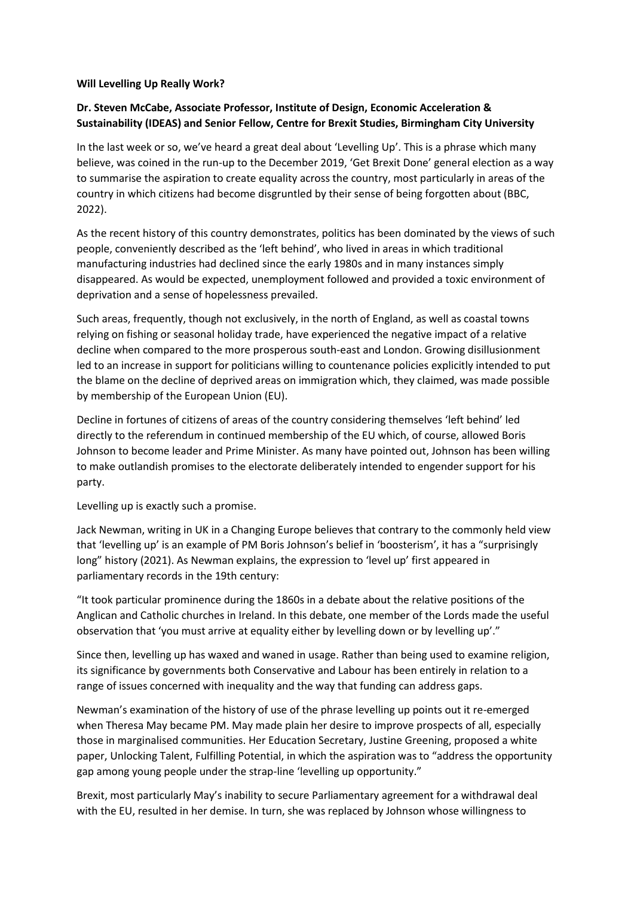**Will Levelling Up Really Work?**

**Dr. Steven McCabe, Associate Professor, Institute of Design, Economic Acceleration & Sustainability (IDEAS) and Senior Fellow, Centre for Brexit Studies, Birmingham City University**

In the last week or so, we've heard a great deal about 'Levelling Up'. This is a phrase which many believe, was coined in the run-up to the December 2019, 'Get Brexit Done' general election as a way to summarise the aspiration to create equality across the country, most particularly in areas of the country in which citizens had become disgruntled by their sense of being forgotten about (BBC, 2022).

As the recent history of this country demonstrates, politics has been dominated by the views of such people, conveniently described as the 'left behind', who lived in areas in which traditional manufacturing industries had declined since the early 1980s and in many instances simply disappeared. As would be expected, unemployment followed and provided a toxic environment of deprivation and a sense of hopelessness prevailed.

Such areas, frequently, though not exclusively, in the north of England, as well as coastal towns relying on fishing or seasonal holiday trade, have experienced the negative impact of a relative decline when compared to the more prosperous south-east and London. Growing disillusionment led to an increase in support for politicians willing to countenance policies explicitly intended to put the blame on the decline of deprived areas on immigration which, they claimed, was made possible by membership of the European Union (EU).

Decline in fortunes of citizens of areas of the country considering themselves 'left behind' led directly to the referendum in continued membership of the EU which, of course, allowed Boris Johnson to become leader and Prime Minister. As many have pointed out, Johnson has been willing to make outlandish promises to the electorate deliberately intended to engender support for his party.

Levelling up is exactly such a promise.

Jack Newman, writing in UK in a Changing Europe believes that contrary to the commonly held view that 'levelling up' is an example of PM Boris Johnson's belief in 'boosterism', it has a "surprisingly long" history (2021). As Newman explains, the expression to 'level up' first appeared in parliamentary records in the 19th century:

"It took particular prominence during the 1860s in a debate about the relative positions of the Anglican and Catholic churches in Ireland. In this debate, one member of the Lords made the useful observation that 'you must arrive at equality either by levelling down or by levelling up'."

Since then, levelling up has waxed and waned in usage. Rather than being used to examine religion, its significance by governments both Conservative and Labour has been entirely in relation to a range of issues concerned with inequality and the way that funding can address gaps.

Newman's examination of the history of use of the phrase levelling up points out it re-emerged when Theresa May became PM. May made plain her desire to improve prospects of all, especially those in marginalised communities. Her Education Secretary, Justine Greening, proposed a white paper, Unlocking Talent, Fulfilling Potential, in which the aspiration was to "address the opportunity gap among young people under the strap-line 'levelling up opportunity."

Brexit, most particularly May's inability to secure Parliamentary agreement for a withdrawal deal with the EU, resulted in her demise. In turn, she was replaced by Johnson whose willingness to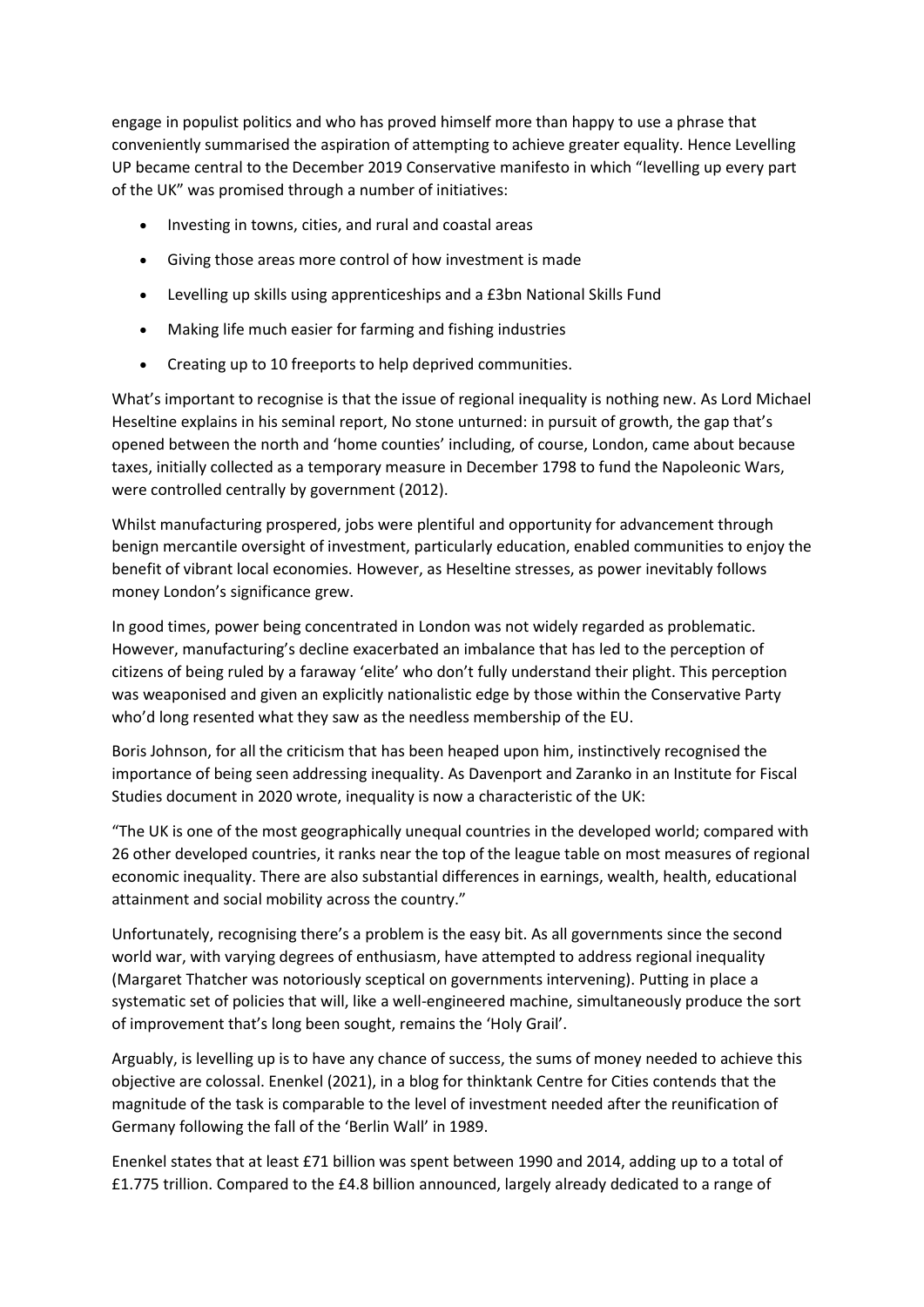engage in populist politics and who has proved himself more than happy to use a phrase that conveniently summarised the aspiration of attempting to achieve greater equality. Hence Levelling UP became central to the December 2019 Conservative manifesto in which "levelling up every part of the UK" was promised through a number of initiatives:

- Investing in towns, cities, and rural and coastal areas
- Giving those areas more control of how investment is made
- Levelling up skills using apprenticeships and a £3bn National Skills Fund
- Making life much easier for farming and fishing industries
- Creating up to 10 freeports to help deprived communities.

What's important to recognise is that the issue of regional inequality is nothing new. As Lord Michael Heseltine explains in his seminal report, No stone unturned: in pursuit of growth, the gap that's opened between the north and 'home counties' including, of course, London, came about because taxes, initially collected as a temporary measure in December 1798 to fund the Napoleonic Wars, were controlled centrally by government (2012).

Whilst manufacturing prospered, jobs were plentiful and opportunity for advancement through benign mercantile oversight of investment, particularly education, enabled communities to enjoy the benefit of vibrant local economies. However, as Heseltine stresses, as power inevitably follows money London's significance grew.

In good times, power being concentrated in London was not widely regarded as problematic. However, manufacturing's decline exacerbated an imbalance that has led to the perception of citizens of being ruled by a faraway 'elite' who don't fully understand their plight. This perception was weaponised and given an explicitly nationalistic edge by those within the Conservative Party who'd long resented what they saw as the needless membership of the EU.

Boris Johnson, for all the criticism that has been heaped upon him, instinctively recognised the importance of being seen addressing inequality. As Davenport and Zaranko in an Institute for Fiscal Studies document in 2020 wrote, inequality is now a characteristic of the UK:

"The UK is one of the most geographically unequal countries in the developed world; compared with 26 other developed countries, it ranks near the top of the league table on most measures of regional economic inequality. There are also substantial differences in earnings, wealth, health, educational attainment and social mobility across the country."

Unfortunately, recognising there's a problem is the easy bit. As all governments since the second world war, with varying degrees of enthusiasm, have attempted to address regional inequality (Margaret Thatcher was notoriously sceptical on governments intervening). Putting in place a systematic set of policies that will, like a well-engineered machine, simultaneously produce the sort of improvement that's long been sought, remains the 'Holy Grail'.

Arguably, is levelling up is to have any chance of success, the sums of money needed to achieve this objective are colossal. Enenkel (2021), in a blog for thinktank Centre for Cities contends that the magnitude of the task is comparable to the level of investment needed after the reunification of Germany following the fall of the 'Berlin Wall' in 1989.

Enenkel states that at least £71 billion was spent between 1990 and 2014, adding up to a total of £1.775 trillion. Compared to the £4.8 billion announced, largely already dedicated to a range of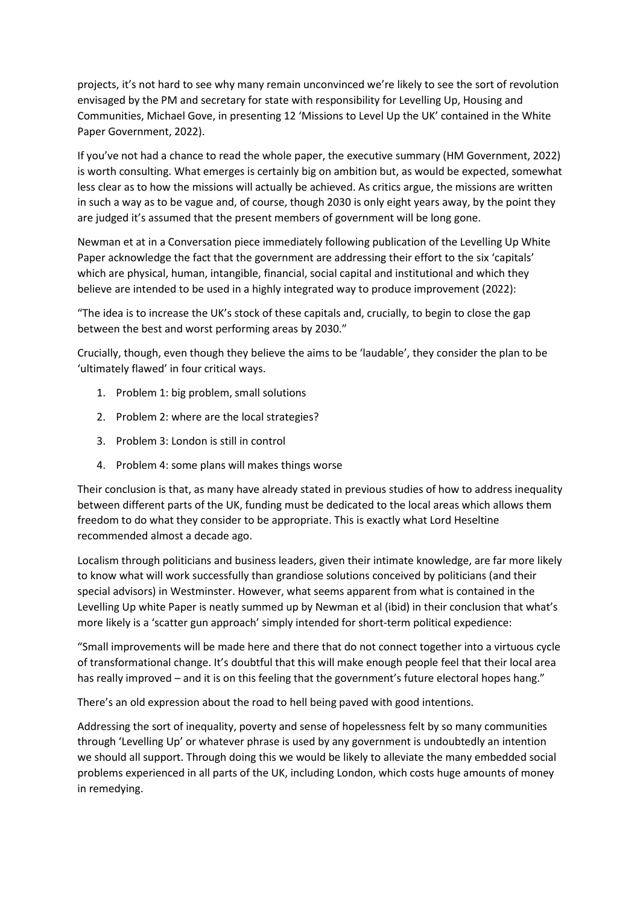projects, it's not hard to see why many remain unconvinced we're likely to see the sort of revolution envisaged by the PM and secretary for state with responsibility for Levelling Up, Housing and Communities, Michael Gove, in presenting 12 'Missions to Level Up the UK' contained in the White Paper Government, 2022).

If you've not had a chance to read the whole paper, the executive summary (HM Government, 2022) is worth consulting. What emerges is certainly big on ambition but, as would be expected, somewhat less clear as to how the missions will actually be achieved. As critics argue, the missions are written in such a way as to be vague and, of course, though 2030 is only eight years away, by the point they are judged it's assumed that the present members of government will be long gone.

Newman et at in a Conversation piece immediately following publication of the Levelling Up White Paper acknowledge the fact that the government are addressing their effort to the six 'capitals' which are physical, human, intangible, financial, social capital and institutional and which they believe are intended to be used in a highly integrated way to produce improvement (2022):

"The idea is to increase the UK's stock of these capitals and, crucially, to begin to close the gap between the best and worst performing areas by 2030."

Crucially, though, even though they believe the aims to be 'laudable', they consider the plan to be 'ultimately flawed' in four critical ways.

1. Problem 1: big problem, small solutions
2. Problem 2: where are the local strategies?
3. Problem 3: London is still in control
4. Problem 4: some plans will makes things worse

Their conclusion is that, as many have already stated in previous studies of how to address inequality between different parts of the UK, funding must be dedicated to the local areas which allows them freedom to do what they consider to be appropriate. This is exactly what Lord Heseltine recommended almost a decade ago.

Localism through politicians and business leaders, given their intimate knowledge, are far more likely to know what will work successfully than grandiose solutions conceived by politicians (and their special advisors) in Westminster. However, what seems apparent from what is contained in the Levelling Up white Paper is neatly summed up by Newman et al (ibid) in their conclusion that what's more likely is a 'scatter gun approach' simply intended for short-term political expedience:

"Small improvements will be made here and there that do not connect together into a virtuous cycle of transformational change. It's doubtful that this will make enough people feel that their local area has really improved – and it is on this feeling that the government's future electoral hopes hang."

There's an old expression about the road to hell being paved with good intentions.

Addressing the sort of inequality, poverty and sense of hopelessness felt by so many communities through 'Levelling Up' or whatever phrase is used by any government is undoubtedly an intention we should all support. Through doing this we would be likely to alleviate the many embedded social problems experienced in all parts of the UK, including London, which costs huge amounts of money in remedying.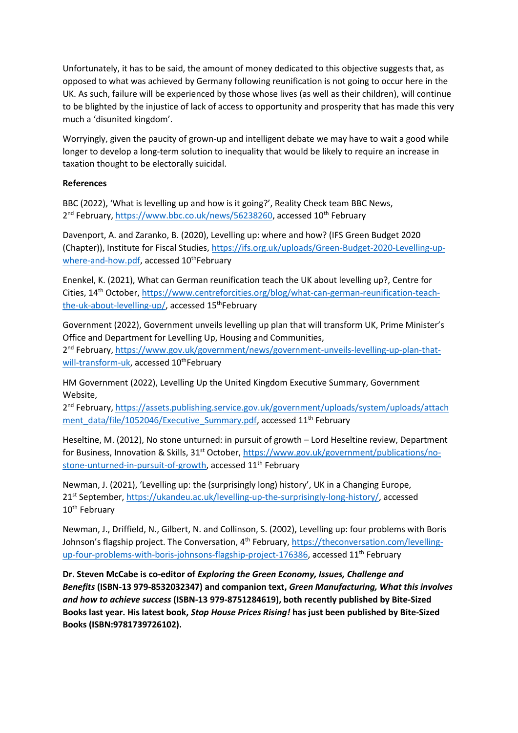Unfortunately, it has to be said, the amount of money dedicated to this objective suggests that, as opposed to what was achieved by Germany following reunification is not going to occur here in the UK. As such, failure will be experienced by those whose lives (as well as their children), will continue to be blighted by the injustice of lack of access to opportunity and prosperity that has made this very much a 'disunited kingdom'.

Worryingly, given the paucity of grown-up and intelligent debate we may have to wait a good while longer to develop a long-term solution to inequality that would be likely to require an increase in taxation thought to be electorally suicidal.

**References**

BBC (2022), 'What is levelling up and how is it going?', Reality Check team BBC News, 2nd February, https://www.bbc.co.uk/news/56238260, accessed 10th February

Davenport, A. and Zaranko, B. (2020), Levelling up: where and how? (IFS Green Budget 2020 (Chapter)), Institute for Fiscal Studies, https://ifs.org.uk/uploads/Green-Budget-2020-Levelling-up-where-and-how.pdf, accessed 10th February

Enenkel, K. (2021), What can German reunification teach the UK about levelling up?, Centre for Cities, 14th October, https://www.centreforcities.org/blog/what-can-german-reunification-teach-the-uk-about-levelling-up/, accessed 15th February

Government (2022), Government unveils levelling up plan that will transform UK, Prime Minister's Office and Department for Levelling Up, Housing and Communities, 2nd February, https://www.gov.uk/government/news/government-unveils-levelling-up-plan-that-will-transform-uk, accessed 10th February

HM Government (2022), Levelling Up the United Kingdom Executive Summary, Government Website, 2nd February, https://assets.publishing.service.gov.uk/government/uploads/system/uploads/attachment_data/file/1052046/Executive_Summary.pdf, accessed 11th February

Heseltine, M. (2012), No stone unturned: in pursuit of growth – Lord Heseltine review, Department for Business, Innovation & Skills, 31st October, https://www.gov.uk/government/publications/no-stone-unturned-in-pursuit-of-growth, accessed 11th February

Newman, J. (2021), 'Levelling up: the (surprisingly long) history', UK in a Changing Europe, 21st September, https://ukandeu.ac.uk/levelling-up-the-surprisingly-long-history/, accessed 10th February

Newman, J., Driffield, N., Gilbert, N. and Collinson, S. (2002), Levelling up: four problems with Boris Johnson's flagship project. The Conversation, 4th February, https://theconversation.com/levelling-up-four-problems-with-boris-johnsons-flagship-project-176386, accessed 11th February

**Dr. Steven McCabe is co-editor of *Exploring the Green Economy, Issues, Challenge and Benefits* (ISBN-13 979-8532032347) and companion text, *Green Manufacturing, What this involves and how to achieve success* (ISBN-13 979-8751284619), both recently published by Bite-Sized Books last year. His latest book, *Stop House Prices Rising!* has just been published by Bite-Sized Books (ISBN:9781739726102).**